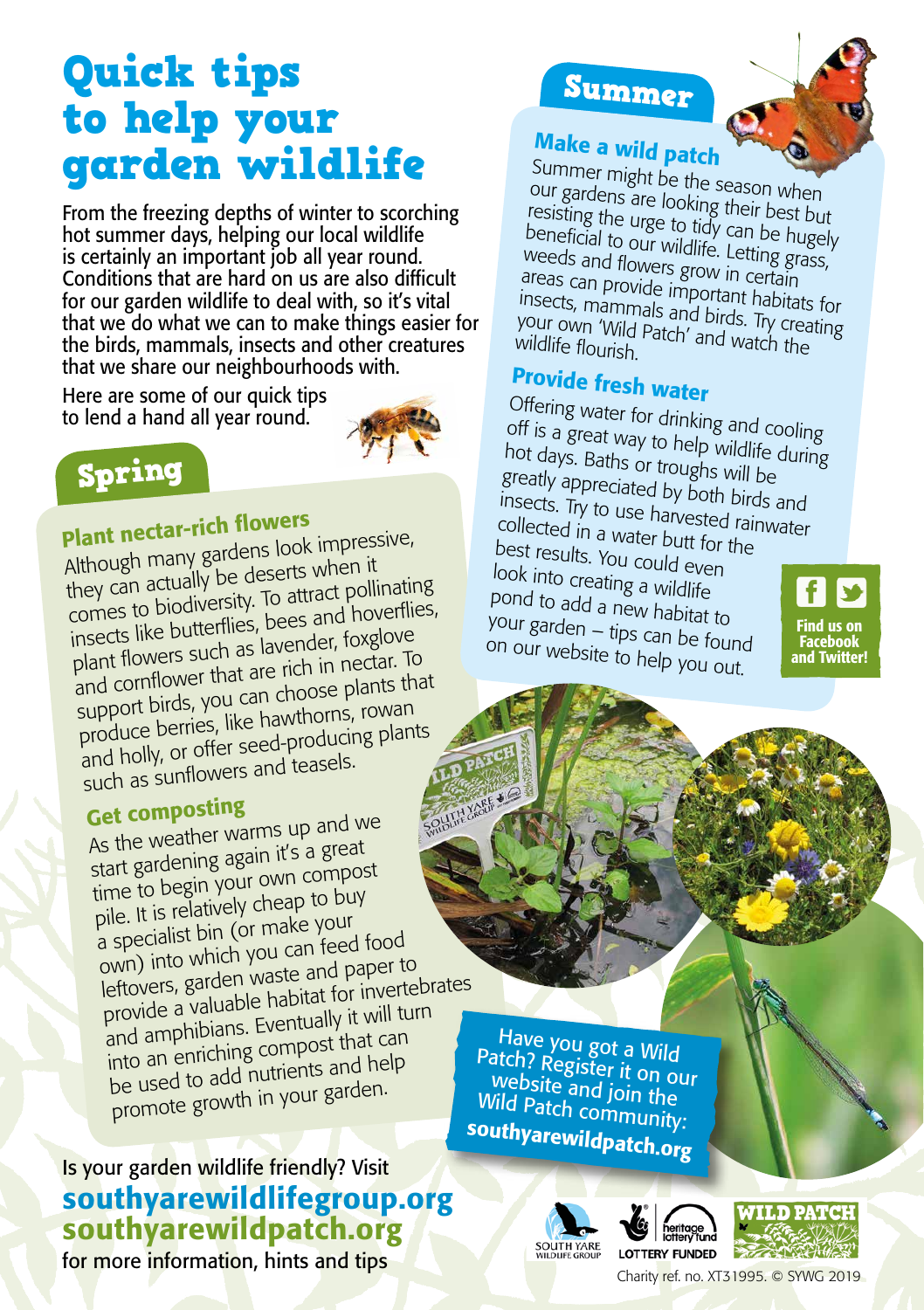# Quick tips to help your garden wildlife

From the freezing depths of winter to scorching hot summer days, helping our local wildlife is certainly an important job all year round. Conditions that are hard on us are also difficult for our garden wildlife to deal with, so it's vital that we do what we can to make things easier for the birds, mammals, insects and other creatures that we share our neighbourhoods with.

Here are some of our quick tips to lend a hand all year round.

## Spring

### Plant nectar-rich flowers

Although many gardens look impressive, they can actually be deserts when it comes to biodiversity. To attract pollinating insects like butterflies, bees and hoverflies, plant flowers such as lavender, foxglove and cornflower that are rich in nectar. To support birds, you can choose plants that produce berries, like hawthorns, rowan and holly, or offer seed-producing plants such as sunflowers and teasels.

### Get composting

As the weather warms up and we start gardening again it's a great time to begin your own compost pile. It is relatively cheap to buy a specialist bin (or make your own) into which you can feed food leftovers, garden waste and paper to provide a valuable habitat for invertebrates and amphibians. Eventually it will turn into an enriching compost that can be used to add nutrients and help promote growth in your garden.

## Summer

### Make a wild patch

Summer might be the season when our gardens are looking their best but resisting the urge to tidy can be hugely beneficial to our wildlife. Letting grass, weeds and flowers grow in certain areas can provide important habitats for insects, mammals and birds. Try creating your own 'Wild Patch' and watch the wildlife flourish.

### Provide fresh water

Offering water for drinking and cooling off is a great way to help wildlife during hot days. Baths or troughs will be greatly appreciated by both birds and insects. Try to use harvested rainwater collected in a water butt for the best results. You could even look into creating a wildlife pond to add a new habitat to your garden – tips can be found on our website to help you out.

Find us on Facebook and Twitter!

Have you got a Wild Patch? Register it on our website and join the Wild Patch community:
**southyarewildpatch.org**

Is your garden wildlife friendly? Visit
**southyarewildlifegroup.org**
**southyarewildpatch.org**
for more information, hints and tips

Charity ref. no. XT31995. © SYWG 2019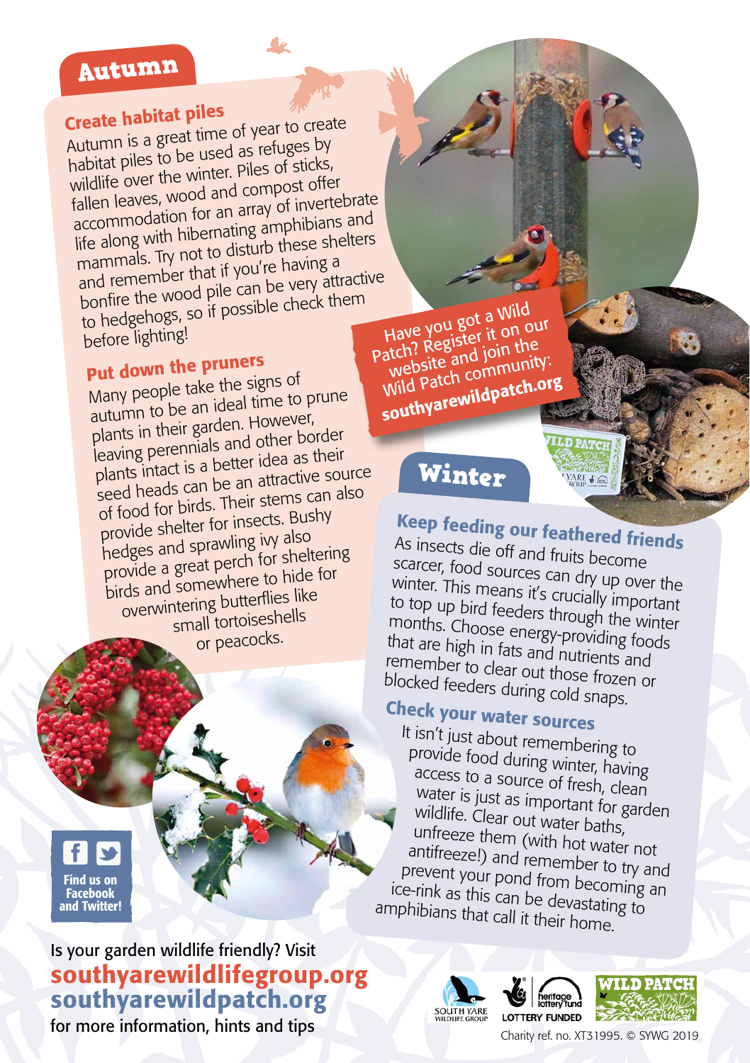## Autumn

### Create habitat piles

Autumn is a great time of year to create habitat piles to be used as refuges by wildlife over the winter. Piles of sticks, fallen leaves, wood and compost offer accommodation for an array of invertebrate life along with hibernating amphibians and mammals. Try not to disturb these shelters and remember that if you're having a bonfire the wood pile can be very attractive to hedgehogs, so if possible check them before lighting!

### Put down the pruners

Many people take the signs of autumn to be an ideal time to prune plants in their garden. However, leaving perennials and other border plants intact is a better idea as their seed heads can be an attractive source of food for birds. Their stems can also provide shelter for insects. Bushy hedges and sprawling ivy also provide a great perch for sheltering birds and somewhere to hide for overwintering butterflies like small tortoiseshells or peacocks.

Have you got a Wild Patch? Register it on our website and join the Wild Patch community: **southyarewildpatch.org**

## Winter

### Keep feeding our feathered friends

As insects die off and fruits become scarcer, food sources can dry up over the winter. This means it's crucially important to top up bird feeders through the winter months. Choose energy-providing foods that are high in fats and nutrients and remember to clear out those frozen or blocked feeders during cold snaps.

### Check your water sources

It isn't just about remembering to provide food during winter, having access to a source of fresh, clean water is just as important for garden wildlife. Clear out water baths, unfreeze them (with hot water not antifreeze!) and remember to try and prevent your pond from becoming an ice-rink as this can be devastating to amphibians that call it their home.

**Find us on Facebook and Twitter!**

Is your garden wildlife friendly? Visit
**southyarewildlifegroup.org**
**southyarewildpatch.org**
for more information, hints and tips

SOUTH YARE WILDLIFE GROUP | heritage lottery fund LOTTERY FUNDED | WILD PATCH

Charity ref. no. XT31995. © SYWG 2019